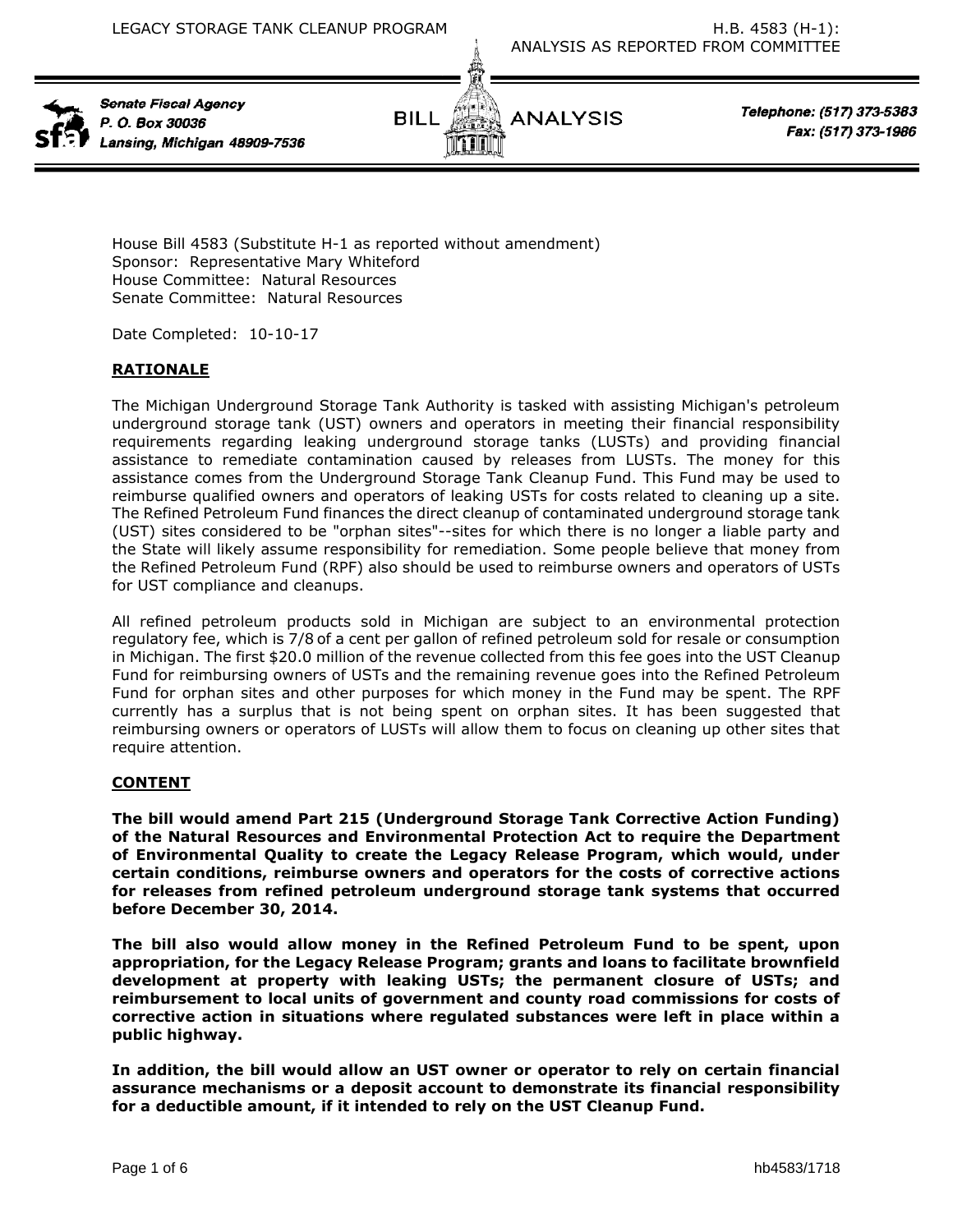House Bill 4583 (Substitute H-1 as reported without amendment)
Sponsor: Representative Mary Whiteford
House Committee: Natural Resources
Senate Committee: Natural Resources

Date Completed: 10-10-17

## RATIONALE

The Michigan Underground Storage Tank Authority is tasked with assisting Michigan's petroleum underground storage tank (UST) owners and operators in meeting their financial responsibility requirements regarding leaking underground storage tanks (LUSTs) and providing financial assistance to remediate contamination caused by releases from LUSTs. The money for this assistance comes from the Underground Storage Tank Cleanup Fund. This Fund may be used to reimburse qualified owners and operators of leaking USTs for costs related to cleaning up a site. The Refined Petroleum Fund finances the direct cleanup of contaminated underground storage tank (UST) sites considered to be "orphan sites"--sites for which there is no longer a liable party and the State will likely assume responsibility for remediation. Some people believe that money from the Refined Petroleum Fund (RPF) also should be used to reimburse owners and operators of USTs for UST compliance and cleanups.

All refined petroleum products sold in Michigan are subject to an environmental protection regulatory fee, which is 7/8 of a cent per gallon of refined petroleum sold for resale or consumption in Michigan. The first $20.0 million of the revenue collected from this fee goes into the UST Cleanup Fund for reimbursing owners of USTs and the remaining revenue goes into the Refined Petroleum Fund for orphan sites and other purposes for which money in the Fund may be spent. The RPF currently has a surplus that is not being spent on orphan sites. It has been suggested that reimbursing owners or operators of LUSTs will allow them to focus on cleaning up other sites that require attention.

## CONTENT

**The bill would amend Part 215 (Underground Storage Tank Corrective Action Funding) of the Natural Resources and Environmental Protection Act to require the Department of Environmental Quality to create the Legacy Release Program, which would, under certain conditions, reimburse owners and operators for the costs of corrective actions for releases from refined petroleum underground storage tank systems that occurred before December 30, 2014.**

**The bill also would allow money in the Refined Petroleum Fund to be spent, upon appropriation, for the Legacy Release Program; grants and loans to facilitate brownfield development at property with leaking USTs; the permanent closure of USTs; and reimbursement to local units of government and county road commissions for costs of corrective action in situations where regulated substances were left in place within a public highway.**

**In addition, the bill would allow an UST owner or operator to rely on certain financial assurance mechanisms or a deposit account to demonstrate its financial responsibility for a deductible amount, if it intended to rely on the UST Cleanup Fund.**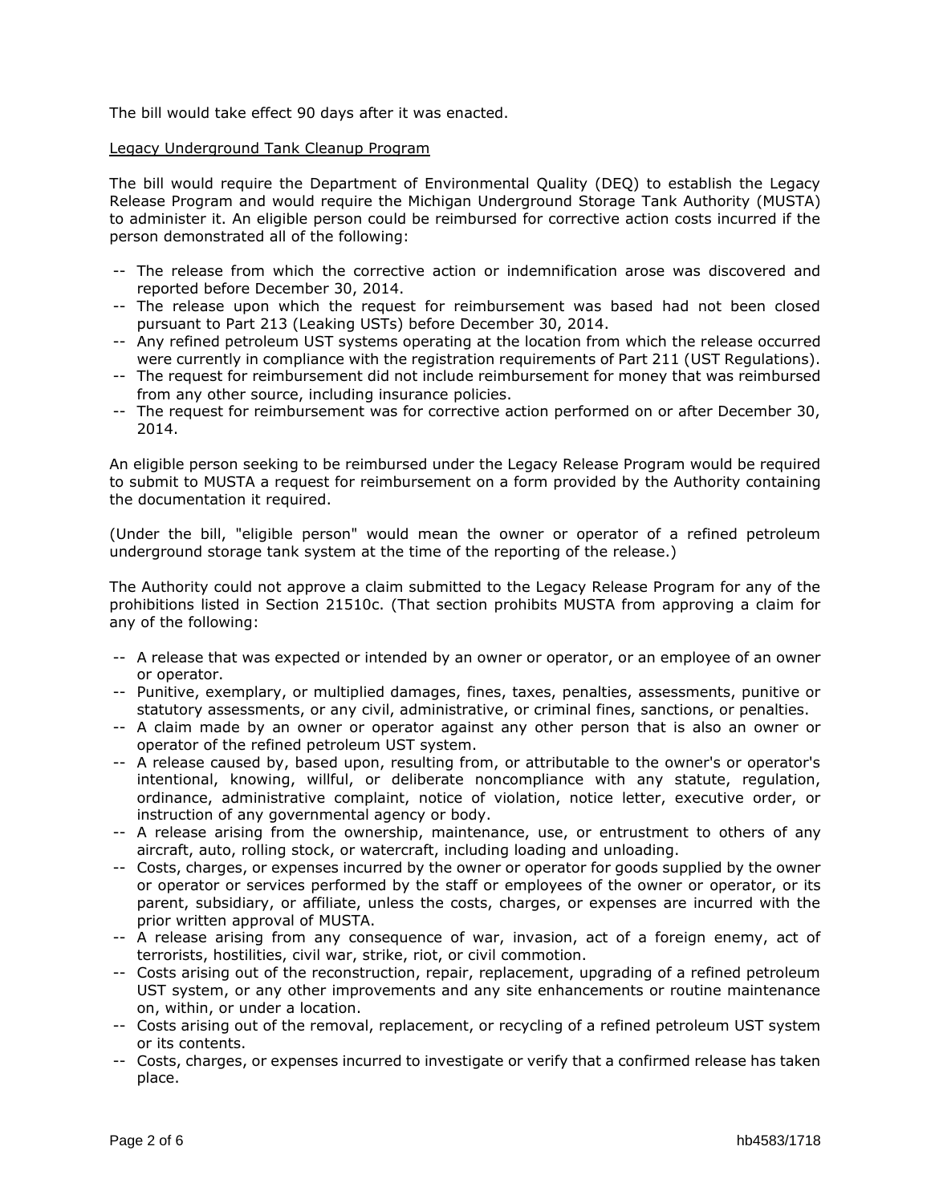The bill would take effect 90 days after it was enacted.

Legacy Underground Tank Cleanup Program

The bill would require the Department of Environmental Quality (DEQ) to establish the Legacy Release Program and would require the Michigan Underground Storage Tank Authority (MUSTA) to administer it. An eligible person could be reimbursed for corrective action costs incurred if the person demonstrated all of the following:

- -- The release from which the corrective action or indemnification arose was discovered and reported before December 30, 2014.
- -- The release upon which the request for reimbursement was based had not been closed pursuant to Part 213 (Leaking USTs) before December 30, 2014.
- -- Any refined petroleum UST systems operating at the location from which the release occurred were currently in compliance with the registration requirements of Part 211 (UST Regulations).
- -- The request for reimbursement did not include reimbursement for money that was reimbursed from any other source, including insurance policies.
- -- The request for reimbursement was for corrective action performed on or after December 30, 2014.

An eligible person seeking to be reimbursed under the Legacy Release Program would be required to submit to MUSTA a request for reimbursement on a form provided by the Authority containing the documentation it required.

(Under the bill, "eligible person" would mean the owner or operator of a refined petroleum underground storage tank system at the time of the reporting of the release.)

The Authority could not approve a claim submitted to the Legacy Release Program for any of the prohibitions listed in Section 21510c. (That section prohibits MUSTA from approving a claim for any of the following:

- -- A release that was expected or intended by an owner or operator, or an employee of an owner or operator.
- -- Punitive, exemplary, or multiplied damages, fines, taxes, penalties, assessments, punitive or statutory assessments, or any civil, administrative, or criminal fines, sanctions, or penalties.
- -- A claim made by an owner or operator against any other person that is also an owner or operator of the refined petroleum UST system.
- -- A release caused by, based upon, resulting from, or attributable to the owner's or operator's intentional, knowing, willful, or deliberate noncompliance with any statute, regulation, ordinance, administrative complaint, notice of violation, notice letter, executive order, or instruction of any governmental agency or body.
- -- A release arising from the ownership, maintenance, use, or entrustment to others of any aircraft, auto, rolling stock, or watercraft, including loading and unloading.
- -- Costs, charges, or expenses incurred by the owner or operator for goods supplied by the owner or operator or services performed by the staff or employees of the owner or operator, or its parent, subsidiary, or affiliate, unless the costs, charges, or expenses are incurred with the prior written approval of MUSTA.
- -- A release arising from any consequence of war, invasion, act of a foreign enemy, act of terrorists, hostilities, civil war, strike, riot, or civil commotion.
- -- Costs arising out of the reconstruction, repair, replacement, upgrading of a refined petroleum UST system, or any other improvements and any site enhancements or routine maintenance on, within, or under a location.
- -- Costs arising out of the removal, replacement, or recycling of a refined petroleum UST system or its contents.
- -- Costs, charges, or expenses incurred to investigate or verify that a confirmed release has taken place.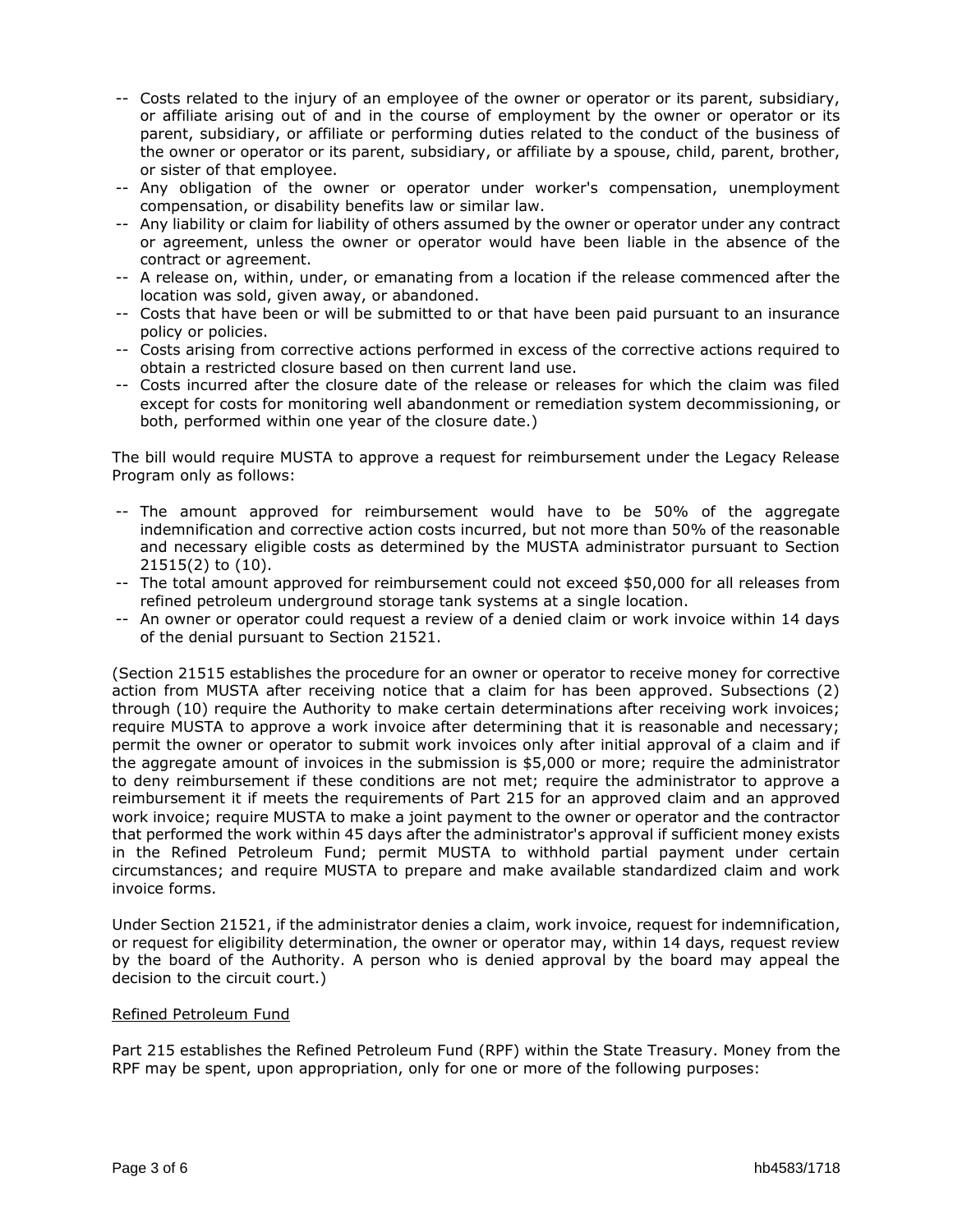-- Costs related to the injury of an employee of the owner or operator or its parent, subsidiary, or affiliate arising out of and in the course of employment by the owner or operator or its parent, subsidiary, or affiliate or performing duties related to the conduct of the business of the owner or operator or its parent, subsidiary, or affiliate by a spouse, child, parent, brother, or sister of that employee.

-- Any obligation of the owner or operator under worker's compensation, unemployment compensation, or disability benefits law or similar law.

-- Any liability or claim for liability of others assumed by the owner or operator under any contract or agreement, unless the owner or operator would have been liable in the absence of the contract or agreement.

-- A release on, within, under, or emanating from a location if the release commenced after the location was sold, given away, or abandoned.

-- Costs that have been or will be submitted to or that have been paid pursuant to an insurance policy or policies.

-- Costs arising from corrective actions performed in excess of the corrective actions required to obtain a restricted closure based on then current land use.

-- Costs incurred after the closure date of the release or releases for which the claim was filed except for costs for monitoring well abandonment or remediation system decommissioning, or both, performed within one year of the closure date.)

The bill would require MUSTA to approve a request for reimbursement under the Legacy Release Program only as follows:

-- The amount approved for reimbursement would have to be 50% of the aggregate indemnification and corrective action costs incurred, but not more than 50% of the reasonable and necessary eligible costs as determined by the MUSTA administrator pursuant to Section 21515(2) to (10).

-- The total amount approved for reimbursement could not exceed $50,000 for all releases from refined petroleum underground storage tank systems at a single location.

-- An owner or operator could request a review of a denied claim or work invoice within 14 days of the denial pursuant to Section 21521.

(Section 21515 establishes the procedure for an owner or operator to receive money for corrective action from MUSTA after receiving notice that a claim for has been approved. Subsections (2) through (10) require the Authority to make certain determinations after receiving work invoices; require MUSTA to approve a work invoice after determining that it is reasonable and necessary; permit the owner or operator to submit work invoices only after initial approval of a claim and if the aggregate amount of invoices in the submission is $5,000 or more; require the administrator to deny reimbursement if these conditions are not met; require the administrator to approve a reimbursement it if meets the requirements of Part 215 for an approved claim and an approved work invoice; require MUSTA to make a joint payment to the owner or operator and the contractor that performed the work within 45 days after the administrator's approval if sufficient money exists in the Refined Petroleum Fund; permit MUSTA to withhold partial payment under certain circumstances; and require MUSTA to prepare and make available standardized claim and work invoice forms.

Under Section 21521, if the administrator denies a claim, work invoice, request for indemnification, or request for eligibility determination, the owner or operator may, within 14 days, request review by the board of the Authority. A person who is denied approval by the board may appeal the decision to the circuit court.)

Refined Petroleum Fund

Part 215 establishes the Refined Petroleum Fund (RPF) within the State Treasury. Money from the RPF may be spent, upon appropriation, only for one or more of the following purposes: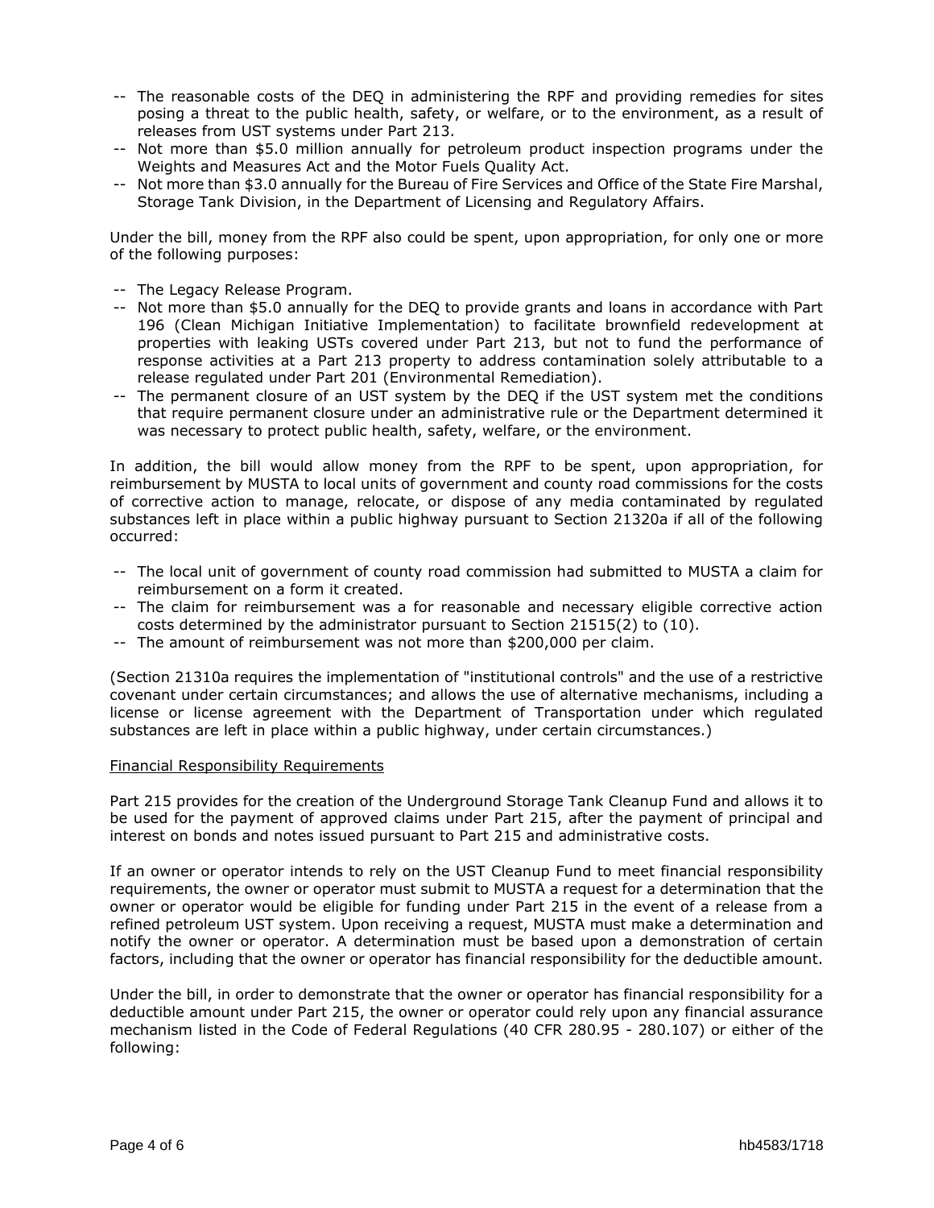-- The reasonable costs of the DEQ in administering the RPF and providing remedies for sites posing a threat to the public health, safety, or welfare, or to the environment, as a result of releases from UST systems under Part 213.
-- Not more than $5.0 million annually for petroleum product inspection programs under the Weights and Measures Act and the Motor Fuels Quality Act.
-- Not more than $3.0 annually for the Bureau of Fire Services and Office of the State Fire Marshal, Storage Tank Division, in the Department of Licensing and Regulatory Affairs.

Under the bill, money from the RPF also could be spent, upon appropriation, for only one or more of the following purposes:

-- The Legacy Release Program.
-- Not more than $5.0 annually for the DEQ to provide grants and loans in accordance with Part 196 (Clean Michigan Initiative Implementation) to facilitate brownfield redevelopment at properties with leaking USTs covered under Part 213, but not to fund the performance of response activities at a Part 213 property to address contamination solely attributable to a release regulated under Part 201 (Environmental Remediation).
-- The permanent closure of an UST system by the DEQ if the UST system met the conditions that require permanent closure under an administrative rule or the Department determined it was necessary to protect public health, safety, welfare, or the environment.

In addition, the bill would allow money from the RPF to be spent, upon appropriation, for reimbursement by MUSTA to local units of government and county road commissions for the costs of corrective action to manage, relocate, or dispose of any media contaminated by regulated substances left in place within a public highway pursuant to Section 21320a if all of the following occurred:

-- The local unit of government of county road commission had submitted to MUSTA a claim for reimbursement on a form it created.
-- The claim for reimbursement was a for reasonable and necessary eligible corrective action costs determined by the administrator pursuant to Section 21515(2) to (10).
-- The amount of reimbursement was not more than $200,000 per claim.

(Section 21310a requires the implementation of "institutional controls" and the use of a restrictive covenant under certain circumstances; and allows the use of alternative mechanisms, including a license or license agreement with the Department of Transportation under which regulated substances are left in place within a public highway, under certain circumstances.)

<u>Financial Responsibility Requirements</u>

Part 215 provides for the creation of the Underground Storage Tank Cleanup Fund and allows it to be used for the payment of approved claims under Part 215, after the payment of principal and interest on bonds and notes issued pursuant to Part 215 and administrative costs.

If an owner or operator intends to rely on the UST Cleanup Fund to meet financial responsibility requirements, the owner or operator must submit to MUSTA a request for a determination that the owner or operator would be eligible for funding under Part 215 in the event of a release from a refined petroleum UST system. Upon receiving a request, MUSTA must make a determination and notify the owner or operator. A determination must be based upon a demonstration of certain factors, including that the owner or operator has financial responsibility for the deductible amount.

Under the bill, in order to demonstrate that the owner or operator has financial responsibility for a deductible amount under Part 215, the owner or operator could rely upon any financial assurance mechanism listed in the Code of Federal Regulations (40 CFR 280.95 - 280.107) or either of the following: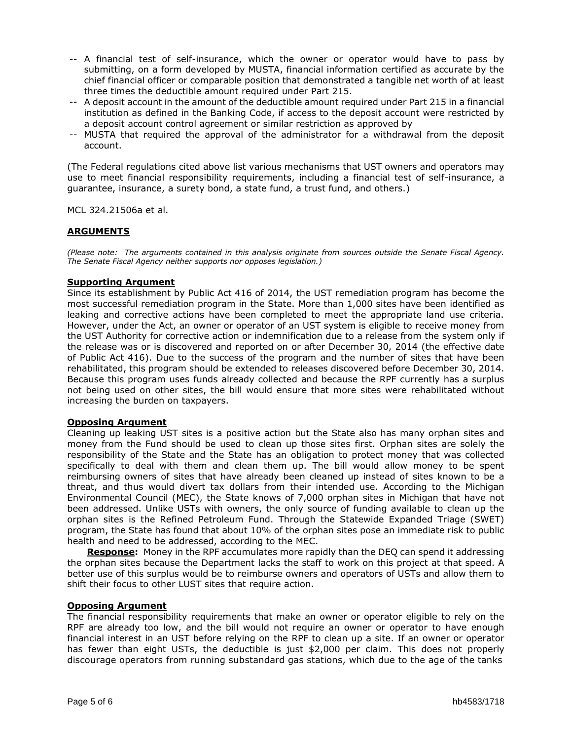-- A financial test of self-insurance, which the owner or operator would have to pass by submitting, on a form developed by MUSTA, financial information certified as accurate by the chief financial officer or comparable position that demonstrated a tangible net worth of at least three times the deductible amount required under Part 215.
-- A deposit account in the amount of the deductible amount required under Part 215 in a financial institution as defined in the Banking Code, if access to the deposit account were restricted by a deposit account control agreement or similar restriction as approved by
-- MUSTA that required the approval of the administrator for a withdrawal from the deposit account.

(The Federal regulations cited above list various mechanisms that UST owners and operators may use to meet financial responsibility requirements, including a financial test of self-insurance, a guarantee, insurance, a surety bond, a state fund, a trust fund, and others.)

MCL 324.21506a et al.

## ARGUMENTS

*(Please note: The arguments contained in this analysis originate from sources outside the Senate Fiscal Agency. The Senate Fiscal Agency neither supports nor opposes legislation.)*

### Supporting Argument

Since its establishment by Public Act 416 of 2014, the UST remediation program has become the most successful remediation program in the State. More than 1,000 sites have been identified as leaking and corrective actions have been completed to meet the appropriate land use criteria. However, under the Act, an owner or operator of an UST system is eligible to receive money from the UST Authority for corrective action or indemnification due to a release from the system only if the release was or is discovered and reported on or after December 30, 2014 (the effective date of Public Act 416). Due to the success of the program and the number of sites that have been rehabilitated, this program should be extended to releases discovered before December 30, 2014. Because this program uses funds already collected and because the RPF currently has a surplus not being used on other sites, the bill would ensure that more sites were rehabilitated without increasing the burden on taxpayers.

### Opposing Argument

Cleaning up leaking UST sites is a positive action but the State also has many orphan sites and money from the Fund should be used to clean up those sites first. Orphan sites are solely the responsibility of the State and the State has an obligation to protect money that was collected specifically to deal with them and clean them up. The bill would allow money to be spent reimbursing owners of sites that have already been cleaned up instead of sites known to be a threat, and thus would divert tax dollars from their intended use. According to the Michigan Environmental Council (MEC), the State knows of 7,000 orphan sites in Michigan that have not been addressed. Unlike USTs with owners, the only source of funding available to clean up the orphan sites is the Refined Petroleum Fund. Through the Statewide Expanded Triage (SWET) program, the State has found that about 10% of the orphan sites pose an immediate risk to public health and need to be addressed, according to the MEC.

**Response:** Money in the RPF accumulates more rapidly than the DEQ can spend it addressing the orphan sites because the Department lacks the staff to work on this project at that speed. A better use of this surplus would be to reimburse owners and operators of USTs and allow them to shift their focus to other LUST sites that require action.

### Opposing Argument

The financial responsibility requirements that make an owner or operator eligible to rely on the RPF are already too low, and the bill would not require an owner or operator to have enough financial interest in an UST before relying on the RPF to clean up a site. If an owner or operator has fewer than eight USTs, the deductible is just $2,000 per claim. This does not properly discourage operators from running substandard gas stations, which due to the age of the tanks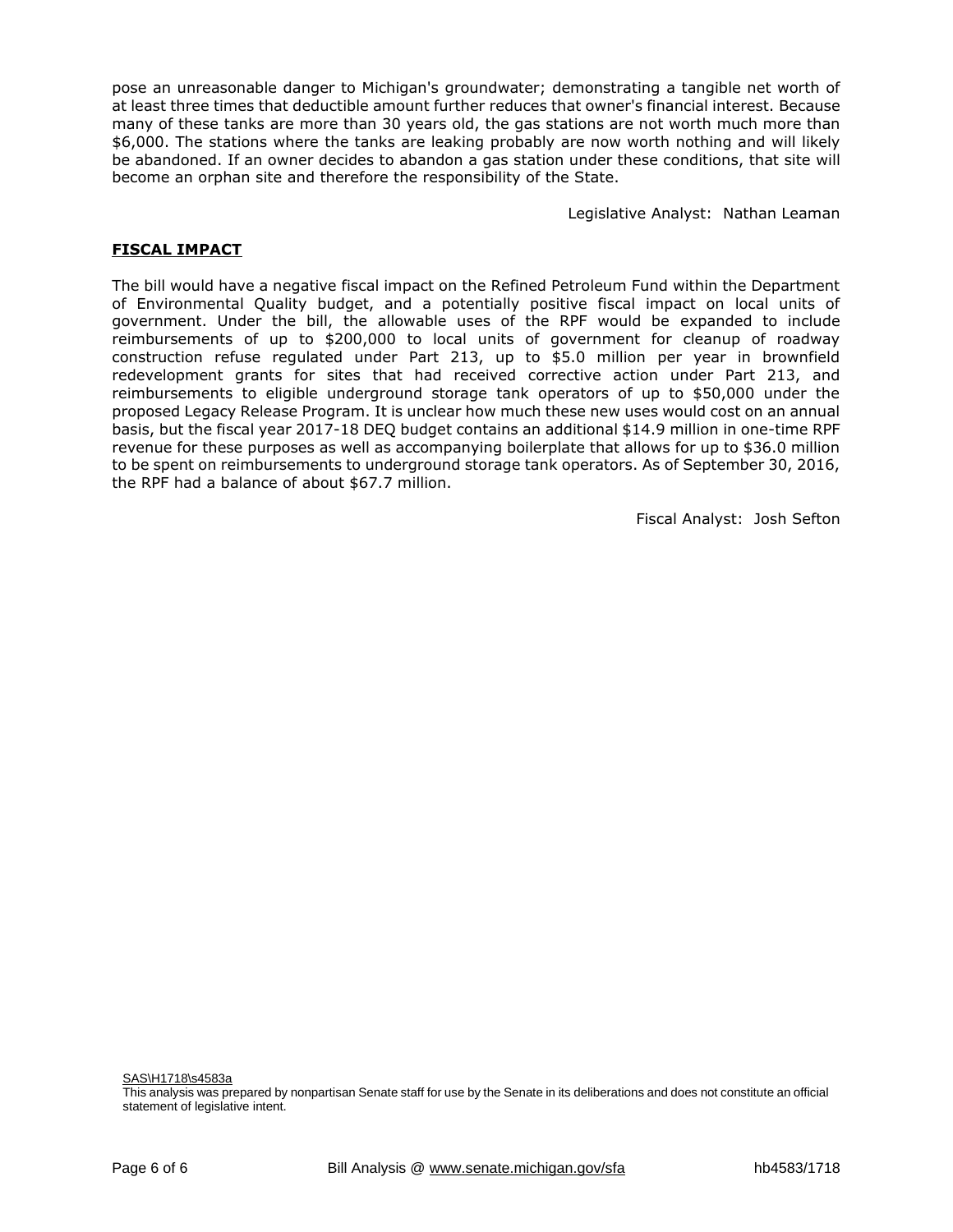pose an unreasonable danger to Michigan's groundwater; demonstrating a tangible net worth of at least three times that deductible amount further reduces that owner's financial interest. Because many of these tanks are more than 30 years old, the gas stations are not worth much more than $6,000. The stations where the tanks are leaking probably are now worth nothing and will likely be abandoned. If an owner decides to abandon a gas station under these conditions, that site will become an orphan site and therefore the responsibility of the State.

Legislative Analyst: Nathan Leaman

## FISCAL IMPACT

The bill would have a negative fiscal impact on the Refined Petroleum Fund within the Department of Environmental Quality budget, and a potentially positive fiscal impact on local units of government. Under the bill, the allowable uses of the RPF would be expanded to include reimbursements of up to $200,000 to local units of government for cleanup of roadway construction refuse regulated under Part 213, up to $5.0 million per year in brownfield redevelopment grants for sites that had received corrective action under Part 213, and reimbursements to eligible underground storage tank operators of up to $50,000 under the proposed Legacy Release Program. It is unclear how much these new uses would cost on an annual basis, but the fiscal year 2017-18 DEQ budget contains an additional $14.9 million in one-time RPF revenue for these purposes as well as accompanying boilerplate that allows for up to $36.0 million to be spent on reimbursements to underground storage tank operators. As of September 30, 2016, the RPF had a balance of about $67.7 million.

Fiscal Analyst: Josh Sefton

SAS\H1718\s4583a

This analysis was prepared by nonpartisan Senate staff for use by the Senate in its deliberations and does not constitute an official statement of legislative intent.